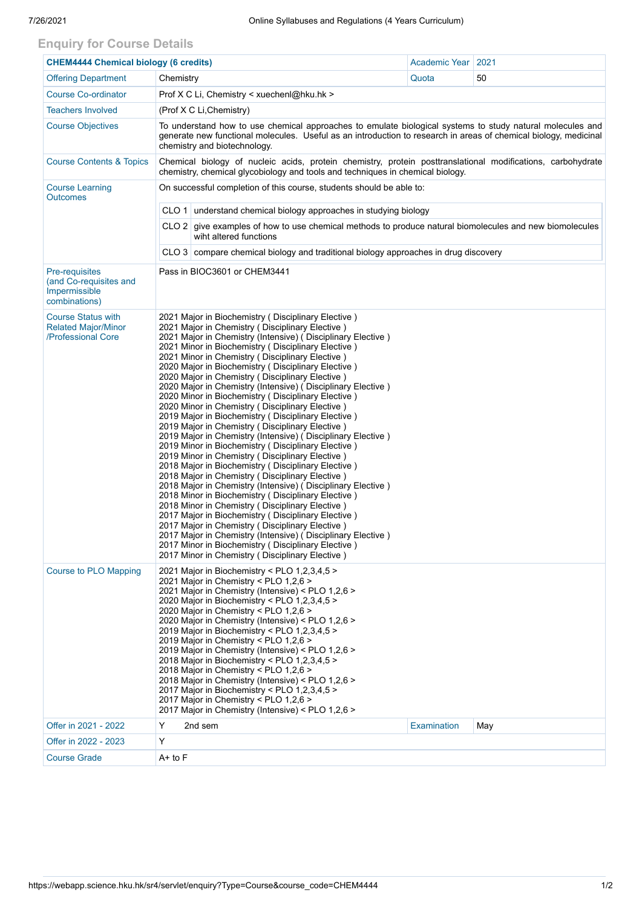## Enquiry for Course Details

| CHEM4444 Chemical biology (6 credits) | | Academic Year | 2021 |
|---|---|---|---|
| Offering Department | Chemistry | Quota | 50 |
| Course Co-ordinator | Prof X C Li, Chemistry < xuechenl@hku.hk > | | |
| Teachers Involved | (Prof X C Li,Chemistry) | | |
| Course Objectives | To understand how to use chemical approaches to emulate biological systems to study natural molecules and generate new functional molecules. Useful as an introduction to research in areas of chemical biology, medicinal chemistry and biotechnology. | | |
| Course Contents & Topics | Chemical biology of nucleic acids, protein chemistry, protein posttranslational modifications, carbohydrate chemistry, chemical glycobiology and tools and techniques in chemical biology. | | |
| Course Learning Outcomes | On successful completion of this course, students should be able to:<br>CLO 1 understand chemical biology approaches in studying biology<br>CLO 2 give examples of how to use chemical methods to produce natural biomolecules and new biomolecules wiht altered functions<br>CLO 3 compare chemical biology and traditional biology approaches in drug discovery | | |
| Pre-requisites (and Co-requisites and Impermissible combinations) | Pass in BIOC3601 or CHEM3441 | | |
| Course Status with Related Major/Minor /Professional Core | 2021 Major in Biochemistry ( Disciplinary Elective )<br>2021 Major in Chemistry ( Disciplinary Elective )<br>2021 Major in Chemistry (Intensive) ( Disciplinary Elective )<br>2021 Minor in Biochemistry ( Disciplinary Elective )<br>2021 Minor in Chemistry ( Disciplinary Elective )<br>2020 Major in Biochemistry ( Disciplinary Elective )<br>2020 Major in Chemistry ( Disciplinary Elective )<br>2020 Major in Chemistry (Intensive) ( Disciplinary Elective )<br>2020 Minor in Biochemistry ( Disciplinary Elective )<br>2020 Minor in Chemistry ( Disciplinary Elective )<br>2019 Major in Biochemistry ( Disciplinary Elective )<br>2019 Major in Chemistry ( Disciplinary Elective )<br>2019 Major in Chemistry (Intensive) ( Disciplinary Elective )<br>2019 Minor in Biochemistry ( Disciplinary Elective )<br>2019 Minor in Chemistry ( Disciplinary Elective )<br>2018 Major in Biochemistry ( Disciplinary Elective )<br>2018 Major in Chemistry ( Disciplinary Elective )<br>2018 Major in Chemistry (Intensive) ( Disciplinary Elective )<br>2018 Minor in Biochemistry ( Disciplinary Elective )<br>2018 Minor in Chemistry ( Disciplinary Elective )<br>2017 Major in Biochemistry ( Disciplinary Elective )<br>2017 Major in Chemistry ( Disciplinary Elective )<br>2017 Major in Chemistry (Intensive) ( Disciplinary Elective )<br>2017 Minor in Biochemistry ( Disciplinary Elective )<br>2017 Minor in Chemistry ( Disciplinary Elective ) | | |
| Course to PLO Mapping | 2021 Major in Biochemistry < PLO 1,2,3,4,5 ><br>2021 Major in Chemistry < PLO 1,2,6 ><br>2021 Major in Chemistry (Intensive) < PLO 1,2,6 ><br>2020 Major in Biochemistry < PLO 1,2,3,4,5 ><br>2020 Major in Chemistry < PLO 1,2,6 ><br>2020 Major in Chemistry (Intensive) < PLO 1,2,6 ><br>2019 Major in Biochemistry < PLO 1,2,3,4,5 ><br>2019 Major in Chemistry < PLO 1,2,6 ><br>2019 Major in Chemistry (Intensive) < PLO 1,2,6 ><br>2018 Major in Biochemistry < PLO 1,2,3,4,5 ><br>2018 Major in Chemistry < PLO 1,2,6 ><br>2018 Major in Chemistry (Intensive) < PLO 1,2,6 ><br>2017 Major in Biochemistry < PLO 1,2,3,4,5 ><br>2017 Major in Chemistry < PLO 1,2,6 ><br>2017 Major in Chemistry (Intensive) < PLO 1,2,6 > | | |
| Offer in 2021 - 2022 | Y 2nd sem | Examination | May |
| Offer in 2022 - 2023 | Y | | |
| Course Grade | A+ to F | | |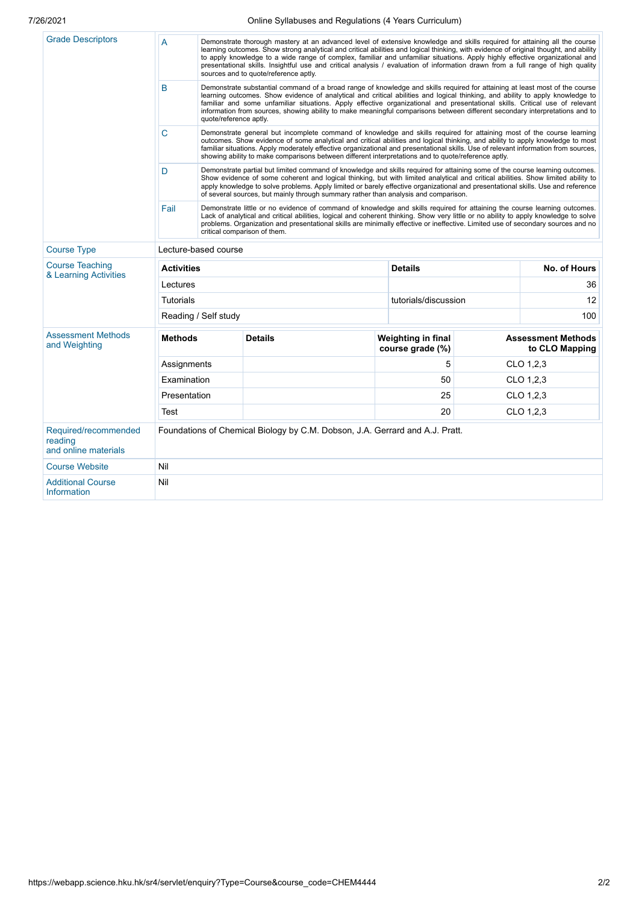| | | |
|---|---|---|
| Grade Descriptors | A | Demonstrate thorough mastery at an advanced level of extensive knowledge and skills required for attaining all the course learning outcomes. Show strong analytical and critical abilities and logical thinking, with evidence of original thought, and ability to apply knowledge to a wide range of complex, familiar and unfamiliar situations. Apply highly effective organizational and presentational skills. Insightful use and critical analysis / evaluation of information drawn from a full range of high quality sources and to quote/reference aptly. |
| | B | Demonstrate substantial command of a broad range of knowledge and skills required for attaining at least most of the course learning outcomes. Show evidence of analytical and critical abilities and logical thinking, and ability to apply knowledge to familiar and some unfamiliar situations. Apply effective organizational and presentational skills. Critical use of relevant information from sources, showing ability to make meaningful comparisons between different secondary interpretations and to quote/reference aptly. |
| | C | Demonstrate general but incomplete command of knowledge and skills required for attaining most of the course learning outcomes. Show evidence of some analytical and critical abilities and logical thinking, and ability to apply knowledge to most familiar situations. Apply moderately effective organizational and presentational skills. Use of relevant information from sources, showing ability to make comparisons between different interpretations and to quote/reference aptly. |
| | D | Demonstrate partial but limited command of knowledge and skills required for attaining some of the course learning outcomes. Show evidence of some coherent and logical thinking, but with limited analytical and critical abilities. Show limited ability to apply knowledge to solve problems. Apply limited or barely effective organizational and presentational skills. Use and reference of several sources, but mainly through summary rather than analysis and comparison. |
| | Fail | Demonstrate little or no evidence of command of knowledge and skills required for attaining the course learning outcomes. Lack of analytical and critical abilities, logical and coherent thinking. Show very little or no ability to apply knowledge to solve problems. Organization and presentational skills are minimally effective or ineffective. Limited use of secondary sources and no critical comparison of them. |

| | |
|---|---|
| Course Type | Lecture-based course |

**Course Teaching & Learning Activities**

| Activities | Details | No. of Hours |
|---|---|---|
| Lectures | | 36 |
| Tutorials | tutorials/discussion | 12 |
| Reading / Self study | | 100 |

**Assessment Methods and Weighting**

| Methods | Details | Weighting in final course grade (%) | Assessment Methods to CLO Mapping |
|---|---|---|---|
| Assignments | | 5 | CLO 1,2,3 |
| Examination | | 50 | CLO 1,2,3 |
| Presentation | | 25 | CLO 1,2,3 |
| Test | | 20 | CLO 1,2,3 |

| | |
|---|---|
| Required/recommended reading and online materials | Foundations of Chemical Biology by C.M. Dobson, J.A. Gerrard and A.J. Pratt. |
| Course Website | Nil |
| Additional Course Information | Nil |